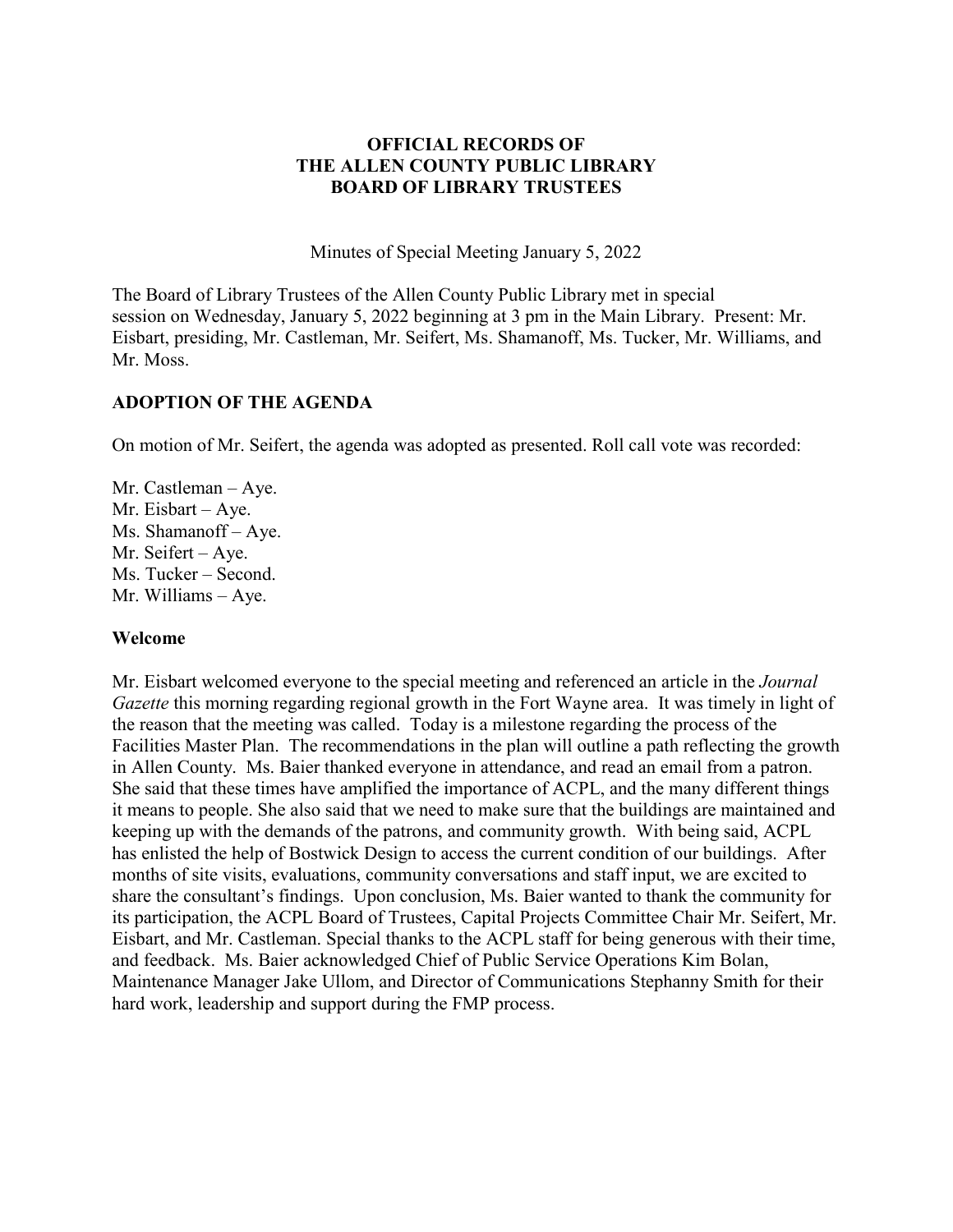**OFFICIAL RECORDS OF**
**THE ALLEN COUNTY PUBLIC LIBRARY**
**BOARD OF LIBRARY TRUSTEES**

Minutes of Special Meeting January 5, 2022

The Board of Library Trustees of the Allen County Public Library met in special session on Wednesday, January 5, 2022 beginning at 3 pm in the Main Library. Present: Mr. Eisbart, presiding, Mr. Castleman, Mr. Seifert, Ms. Shamanoff, Ms. Tucker, Mr. Williams, and Mr. Moss.

## ADOPTION OF THE AGENDA

On motion of Mr. Seifert, the agenda was adopted as presented. Roll call vote was recorded:

Mr. Castleman – Aye.
Mr. Eisbart – Aye.
Ms. Shamanoff – Aye.
Mr. Seifert – Aye.
Ms. Tucker – Second.
Mr. Williams – Aye.

## Welcome

Mr. Eisbart welcomed everyone to the special meeting and referenced an article in the *Journal Gazette* this morning regarding regional growth in the Fort Wayne area. It was timely in light of the reason that the meeting was called. Today is a milestone regarding the process of the Facilities Master Plan. The recommendations in the plan will outline a path reflecting the growth in Allen County. Ms. Baier thanked everyone in attendance, and read an email from a patron. She said that these times have amplified the importance of ACPL, and the many different things it means to people. She also said that we need to make sure that the buildings are maintained and keeping up with the demands of the patrons, and community growth. With being said, ACPL has enlisted the help of Bostwick Design to access the current condition of our buildings. After months of site visits, evaluations, community conversations and staff input, we are excited to share the consultant's findings. Upon conclusion, Ms. Baier wanted to thank the community for its participation, the ACPL Board of Trustees, Capital Projects Committee Chair Mr. Seifert, Mr. Eisbart, and Mr. Castleman. Special thanks to the ACPL staff for being generous with their time, and feedback. Ms. Baier acknowledged Chief of Public Service Operations Kim Bolan, Maintenance Manager Jake Ullom, and Director of Communications Stephanny Smith for their hard work, leadership and support during the FMP process.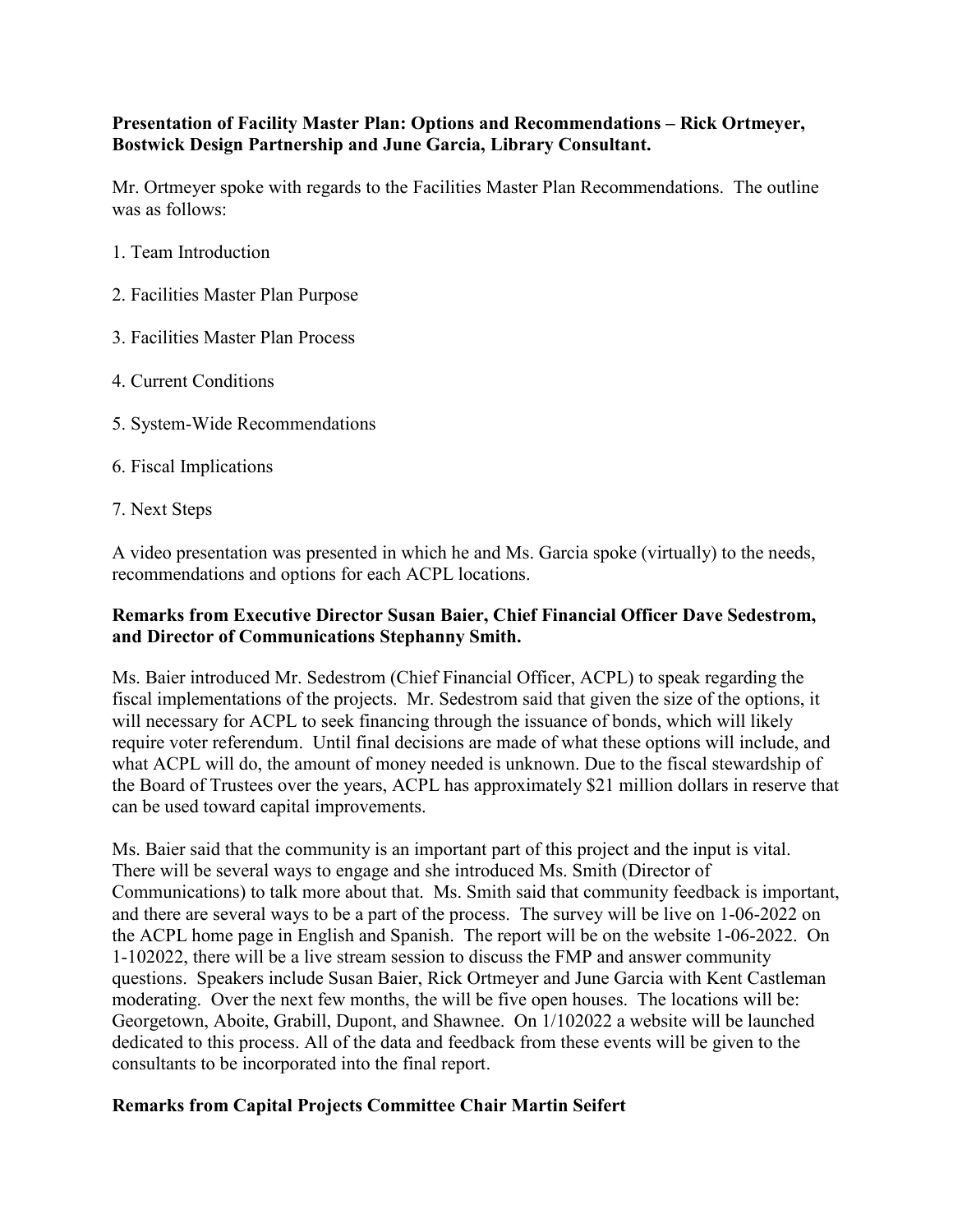**Presentation of Facility Master Plan: Options and Recommendations – Rick Ortmeyer, Bostwick Design Partnership and June Garcia, Library Consultant.**

Mr. Ortmeyer spoke with regards to the Facilities Master Plan Recommendations. The outline was as follows:

1. Team Introduction
2. Facilities Master Plan Purpose
3. Facilities Master Plan Process
4. Current Conditions
5. System-Wide Recommendations
6. Fiscal Implications
7. Next Steps

A video presentation was presented in which he and Ms. Garcia spoke (virtually) to the needs, recommendations and options for each ACPL locations.

**Remarks from Executive Director Susan Baier, Chief Financial Officer Dave Sedestrom, and Director of Communications Stephanny Smith.**

Ms. Baier introduced Mr. Sedestrom (Chief Financial Officer, ACPL) to speak regarding the fiscal implementations of the projects. Mr. Sedestrom said that given the size of the options, it will necessary for ACPL to seek financing through the issuance of bonds, which will likely require voter referendum. Until final decisions are made of what these options will include, and what ACPL will do, the amount of money needed is unknown. Due to the fiscal stewardship of the Board of Trustees over the years, ACPL has approximately $21 million dollars in reserve that can be used toward capital improvements.

Ms. Baier said that the community is an important part of this project and the input is vital. There will be several ways to engage and she introduced Ms. Smith (Director of Communications) to talk more about that. Ms. Smith said that community feedback is important, and there are several ways to be a part of the process. The survey will be live on 1-06-2022 on the ACPL home page in English and Spanish. The report will be on the website 1-06-2022. On 1-102022, there will be a live stream session to discuss the FMP and answer community questions. Speakers include Susan Baier, Rick Ortmeyer and June Garcia with Kent Castleman moderating. Over the next few months, the will be five open houses. The locations will be: Georgetown, Aboite, Grabill, Dupont, and Shawnee. On 1/102022 a website will be launched dedicated to this process. All of the data and feedback from these events will be given to the consultants to be incorporated into the final report.

**Remarks from Capital Projects Committee Chair Martin Seifert**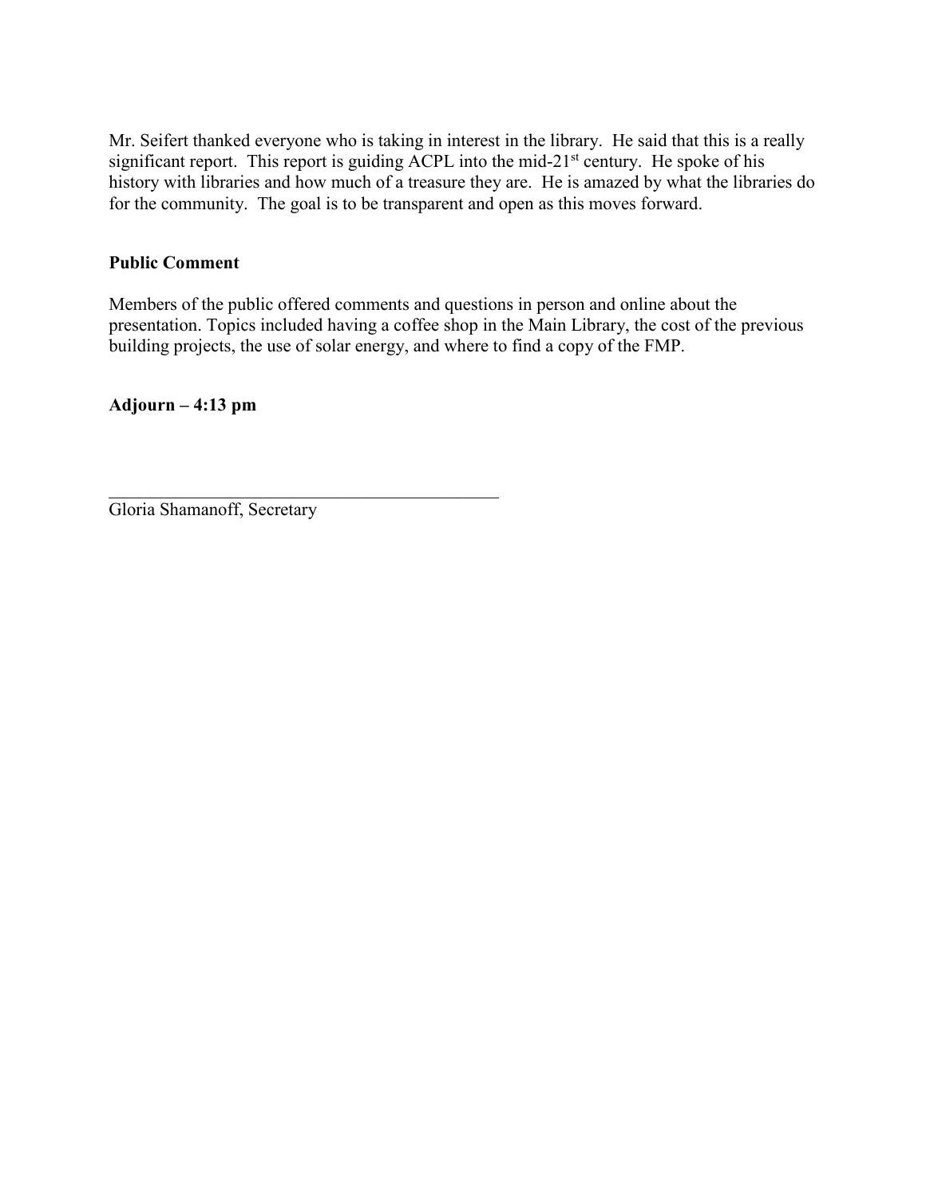Mr. Seifert thanked everyone who is taking in interest in the library. He said that this is a really significant report. This report is guiding ACPL into the mid-21st century. He spoke of his history with libraries and how much of a treasure they are. He is amazed by what the libraries do for the community. The goal is to be transparent and open as this moves forward.

**Public Comment**

Members of the public offered comments and questions in person and online about the presentation. Topics included having a coffee shop in the Main Library, the cost of the previous building projects, the use of solar energy, and where to find a copy of the FMP.

**Adjourn – 4:13 pm**

\_\_\_\_\_\_\_\_\_\_\_\_\_\_\_\_\_\_\_\_\_\_\_\_\_\_\_\_\_\_\_\_\_\_\_\_\_\_\_\_

Gloria Shamanoff, Secretary